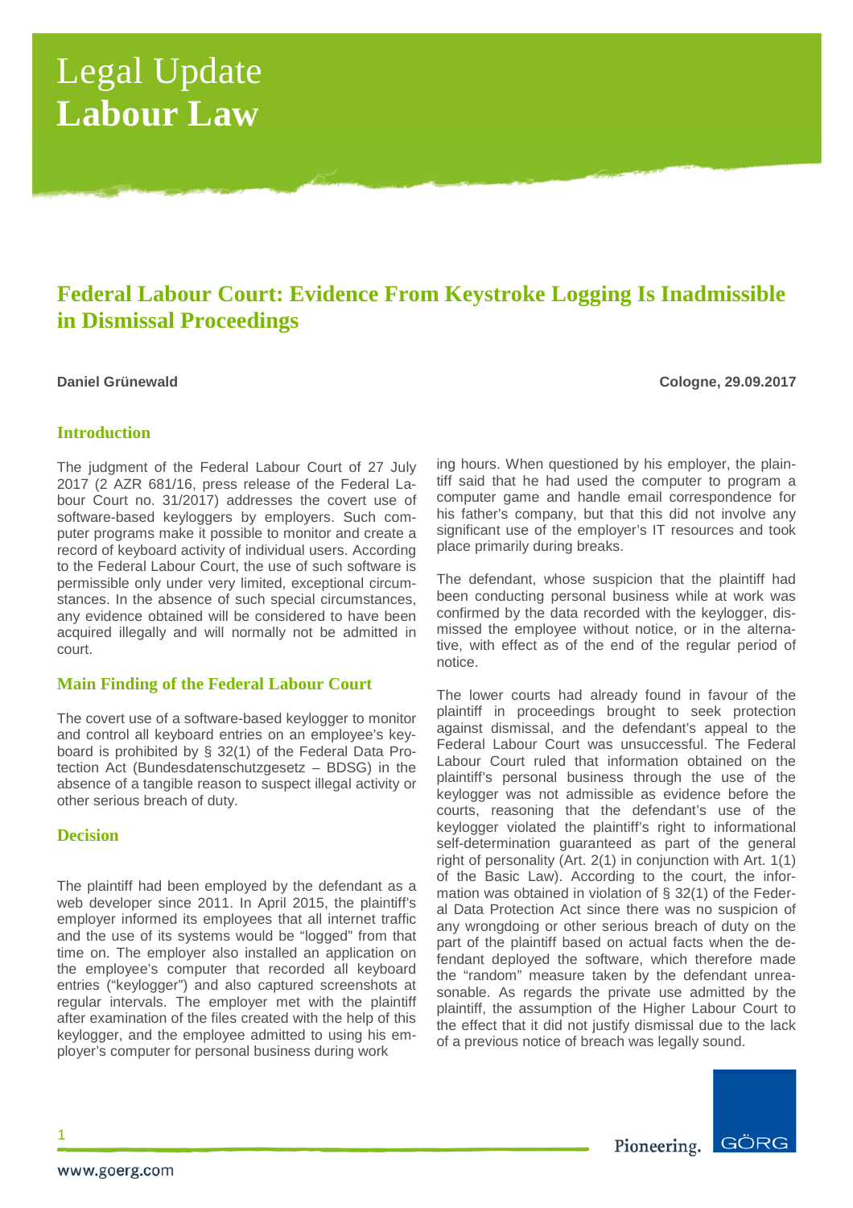# Legal Update
# **Labour Law**

## Federal Labour Court: Evidence From Keystroke Logging Is Inadmissible in Dismissal Proceedings

**Daniel Grünewald** **Cologne, 29.09.2017**

### Introduction

The judgment of the Federal Labour Court of 27 July 2017 (2 AZR 681/16, press release of the Federal Labour Court no. 31/2017) addresses the covert use of software-based keyloggers by employers. Such computer programs make it possible to monitor and create a record of keyboard activity of individual users. According to the Federal Labour Court, the use of such software is permissible only under very limited, exceptional circumstances. In the absence of such special circumstances, any evidence obtained will be considered to have been acquired illegally and will normally not be admitted in court.

### Main Finding of the Federal Labour Court

The covert use of a software-based keylogger to monitor and control all keyboard entries on an employee's keyboard is prohibited by § 32(1) of the Federal Data Protection Act (Bundesdatenschutzgesetz – BDSG) in the absence of a tangible reason to suspect illegal activity or other serious breach of duty.

### Decision

The plaintiff had been employed by the defendant as a web developer since 2011. In April 2015, the plaintiff's employer informed its employees that all internet traffic and the use of its systems would be "logged" from that time on. The employer also installed an application on the employee's computer that recorded all keyboard entries ("keylogger") and also captured screenshots at regular intervals. The employer met with the plaintiff after examination of the files created with the help of this keylogger, and the employee admitted to using his employer's computer for personal business during working hours. When questioned by his employer, the plaintiff said that he had used the computer to program a computer game and handle email correspondence for his father's company, but that this did not involve any significant use of the employer's IT resources and took place primarily during breaks.

The defendant, whose suspicion that the plaintiff had been conducting personal business while at work was confirmed by the data recorded with the keylogger, dismissed the employee without notice, or in the alternative, with effect as of the end of the regular period of notice.

The lower courts had already found in favour of the plaintiff in proceedings brought to seek protection against dismissal, and the defendant's appeal to the Federal Labour Court was unsuccessful. The Federal Labour Court ruled that information obtained on the plaintiff's personal business through the use of the keylogger was not admissible as evidence before the courts, reasoning that the defendant's use of the keylogger violated the plaintiff's right to informational self-determination guaranteed as part of the general right of personality (Art. 2(1) in conjunction with Art. 1(1) of the Basic Law). According to the court, the information was obtained in violation of § 32(1) of the Federal Data Protection Act since there was no suspicion of any wrongdoing or other serious breach of duty on the part of the plaintiff based on actual facts when the defendant deployed the software, which therefore made the "random" measure taken by the defendant unreasonable. As regards the private use admitted by the plaintiff, the assumption of the Higher Labour Court to the effect that it did not justify dismissal due to the lack of a previous notice of breach was legally sound.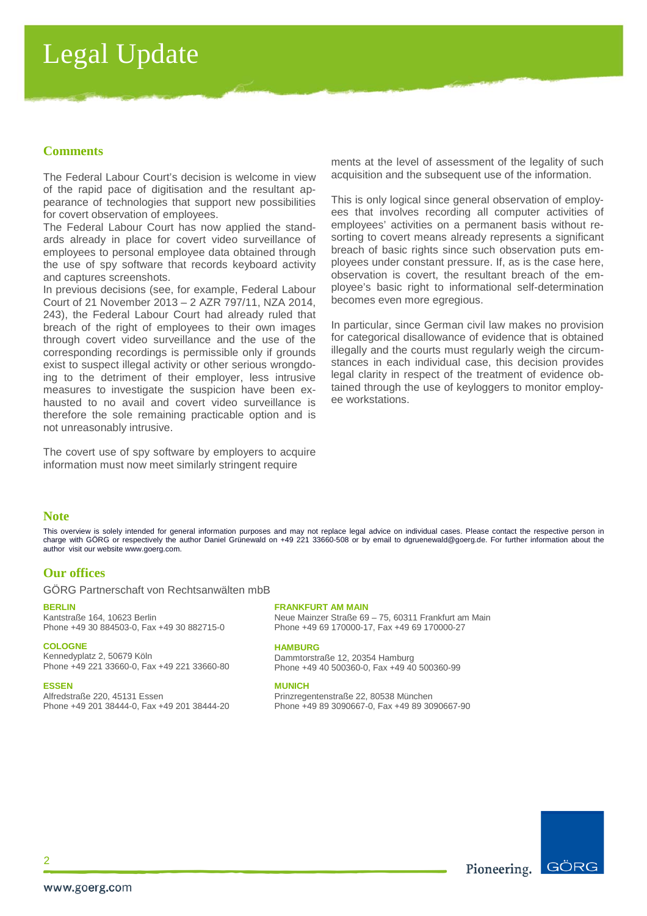## Comments

The Federal Labour Court's decision is welcome in view of the rapid pace of digitisation and the resultant appearance of technologies that support new possibilities for covert observation of employees.

The Federal Labour Court has now applied the standards already in place for covert video surveillance of employees to personal employee data obtained through the use of spy software that records keyboard activity and captures screenshots.

In previous decisions (see, for example, Federal Labour Court of 21 November 2013 – 2 AZR 797/11, NZA 2014, 243), the Federal Labour Court had already ruled that breach of the right of employees to their own images through covert video surveillance and the use of the corresponding recordings is permissible only if grounds exist to suspect illegal activity or other serious wrongdoing to the detriment of their employer, less intrusive measures to investigate the suspicion have been exhausted to no avail and covert video surveillance is therefore the sole remaining practicable option and is not unreasonably intrusive.

The covert use of spy software by employers to acquire information must now meet similarly stringent requirements at the level of assessment of the legality of such acquisition and the subsequent use of the information.

This is only logical since general observation of employees that involves recording all computer activities of employees' activities on a permanent basis without resorting to covert means already represents a significant breach of basic rights since such observation puts employees under constant pressure. If, as is the case here, observation is covert, the resultant breach of the employee's basic right to informational self-determination becomes even more egregious.

In particular, since German civil law makes no provision for categorical disallowance of evidence that is obtained illegally and the courts must regularly weigh the circumstances in each individual case, this decision provides legal clarity in respect of the treatment of evidence obtained through the use of keyloggers to monitor employee workstations.

## Note

This overview is solely intended for general information purposes and may not replace legal advice on individual cases. Please contact the respective person in charge with GÖRG or respectively the author Daniel Grünewald on +49 221 33660-508 or by email to dgruenewald@goerg.de. For further information about the author visit our website www.goerg.com.

## Our offices

GÖRG Partnerschaft von Rechtsanwälten mbB

**BERLIN**
Kantstraße 164, 10623 Berlin
Phone +49 30 884503-0, Fax +49 30 882715-0

**COLOGNE**
Kennedyplatz 2, 50679 Köln
Phone +49 221 33660-0, Fax +49 221 33660-80

**ESSEN**
Alfredstraße 220, 45131 Essen
Phone +49 201 38444-0, Fax +49 201 38444-20

**FRANKFURT AM MAIN**
Neue Mainzer Straße 69 – 75, 60311 Frankfurt am Main
Phone +49 69 170000-17, Fax +49 69 170000-27

**HAMBURG**
Dammtorstraße 12, 20354 Hamburg
Phone +49 40 500360-0, Fax +49 40 500360-99

**MUNICH**
Prinzregentenstraße 22, 80538 München
Phone +49 89 3090667-0, Fax +49 89 3090667-90